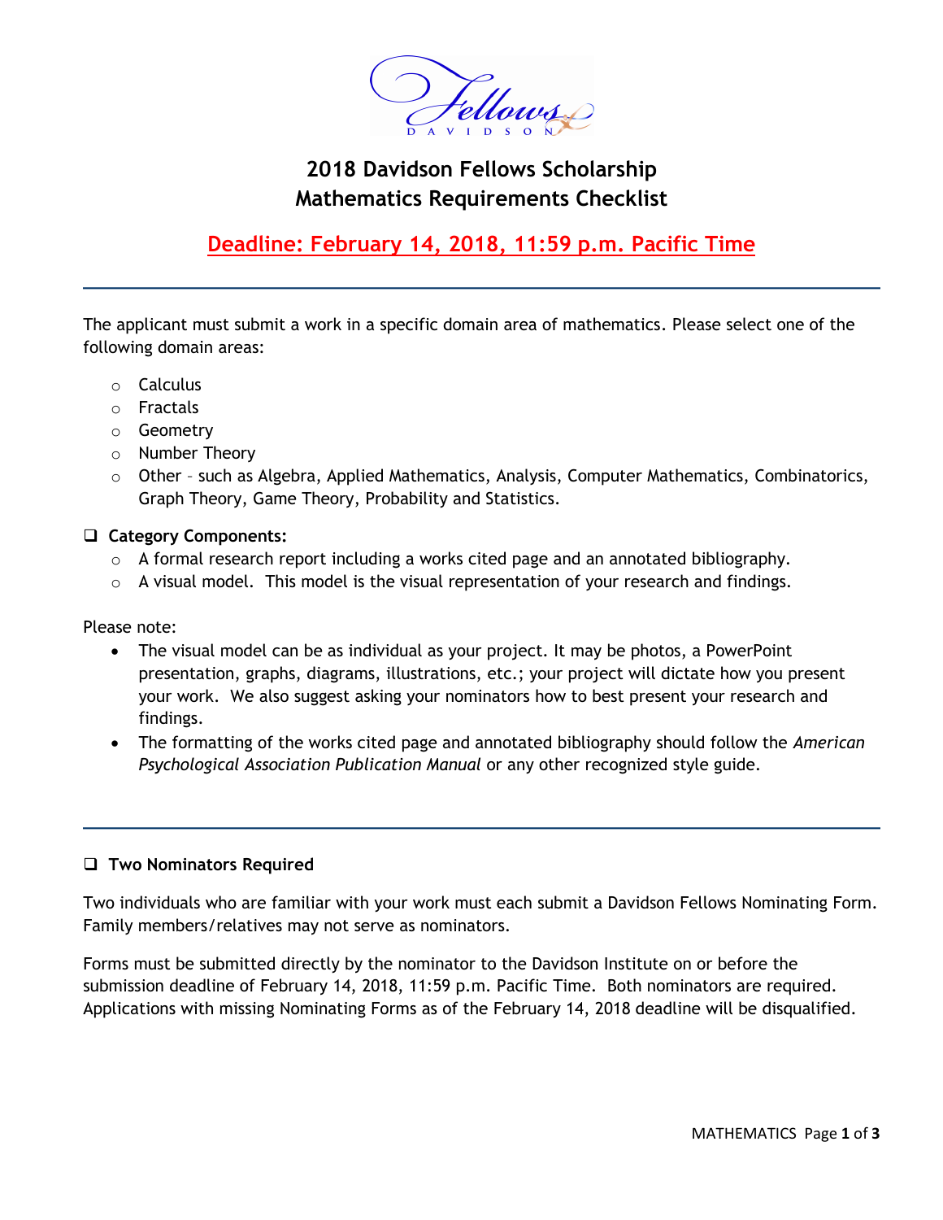# 2018 Davidson Fellows Scholarship
# Mathematics Requirements Checklist

## Deadline: February 14, 2018, 11:59 p.m. Pacific Time

---

The applicant must submit a work in a specific domain area of mathematics. Please select one of the following domain areas:

- Calculus
- Fractals
- Geometry
- Number Theory
- Other – such as Algebra, Applied Mathematics, Analysis, Computer Mathematics, Combinatorics, Graph Theory, Game Theory, Probability and Statistics.

❑ **Category Components:**

- A formal research report including a works cited page and an annotated bibliography.
- A visual model. This model is the visual representation of your research and findings.

Please note:

- The visual model can be as individual as your project. It may be photos, a PowerPoint presentation, graphs, diagrams, illustrations, etc.; your project will dictate how you present your work. We also suggest asking your nominators how to best present your research and findings.
- The formatting of the works cited page and annotated bibliography should follow the *American Psychological Association Publication Manual* or any other recognized style guide.

---

❑ **Two Nominators Required**

Two individuals who are familiar with your work must each submit a Davidson Fellows Nominating Form. Family members/relatives may not serve as nominators.

Forms must be submitted directly by the nominator to the Davidson Institute on or before the submission deadline of February 14, 2018, 11:59 p.m. Pacific Time. Both nominators are required. Applications with missing Nominating Forms as of the February 14, 2018 deadline will be disqualified.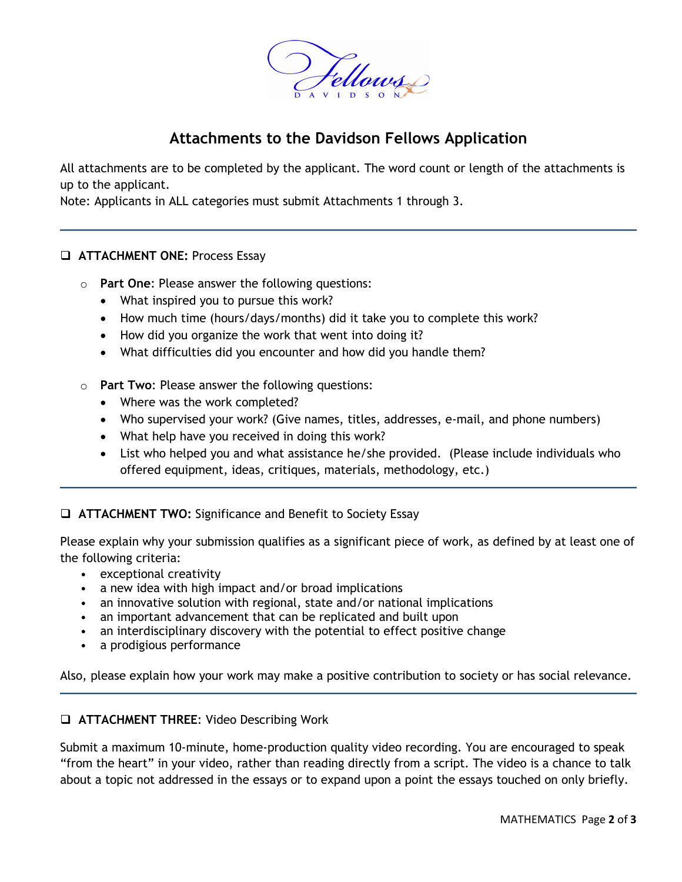# Attachments to the Davidson Fellows Application

All attachments are to be completed by the applicant. The word count or length of the attachments is up to the applicant.
Note: Applicants in ALL categories must submit Attachments 1 through 3.

---

❑ **ATTACHMENT ONE:** Process Essay

- **Part One**: Please answer the following questions:
  - What inspired you to pursue this work?
  - How much time (hours/days/months) did it take you to complete this work?
  - How did you organize the work that went into doing it?
  - What difficulties did you encounter and how did you handle them?

- **Part Two**: Please answer the following questions:
  - Where was the work completed?
  - Who supervised your work? (Give names, titles, addresses, e-mail, and phone numbers)
  - What help have you received in doing this work?
  - List who helped you and what assistance he/she provided. (Please include individuals who offered equipment, ideas, critiques, materials, methodology, etc.)

---

❑ **ATTACHMENT TWO:** Significance and Benefit to Society Essay

Please explain why your submission qualifies as a significant piece of work, as defined by at least one of the following criteria:

- exceptional creativity
- a new idea with high impact and/or broad implications
- an innovative solution with regional, state and/or national implications
- an important advancement that can be replicated and built upon
- an interdisciplinary discovery with the potential to effect positive change
- a prodigious performance

Also, please explain how your work may make a positive contribution to society or has social relevance.

---

❑ **ATTACHMENT THREE**: Video Describing Work

Submit a maximum 10-minute, home-production quality video recording. You are encouraged to speak "from the heart" in your video, rather than reading directly from a script. The video is a chance to talk about a topic not addressed in the essays or to expand upon a point the essays touched on only briefly.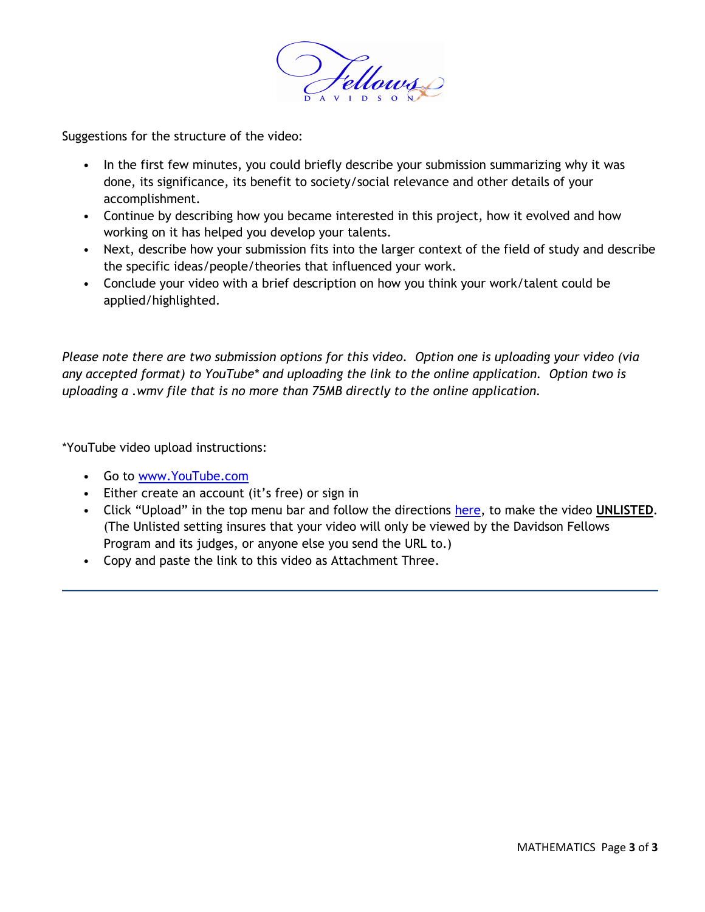Suggestions for the structure of the video:

- In the first few minutes, you could briefly describe your submission summarizing why it was done, its significance, its benefit to society/social relevance and other details of your accomplishment.
- Continue by describing how you became interested in this project, how it evolved and how working on it has helped you develop your talents.
- Next, describe how your submission fits into the larger context of the field of study and describe the specific ideas/people/theories that influenced your work.
- Conclude your video with a brief description on how you think your work/talent could be applied/highlighted.

*Please note there are two submission options for this video. Option one is uploading your video (via any accepted format) to YouTube* and uploading the link to the online application. Option two is uploading a .wmv file that is no more than 75MB directly to the online application.*

*YouTube video upload instructions:

- Go to [www.YouTube.com](http://www.YouTube.com)
- Either create an account (it's free) or sign in
- Click "Upload" in the top menu bar and follow the directions here, to make the video **UNLISTED**. (The Unlisted setting insures that your video will only be viewed by the Davidson Fellows Program and its judges, or anyone else you send the URL to.)
- Copy and paste the link to this video as Attachment Three.

---